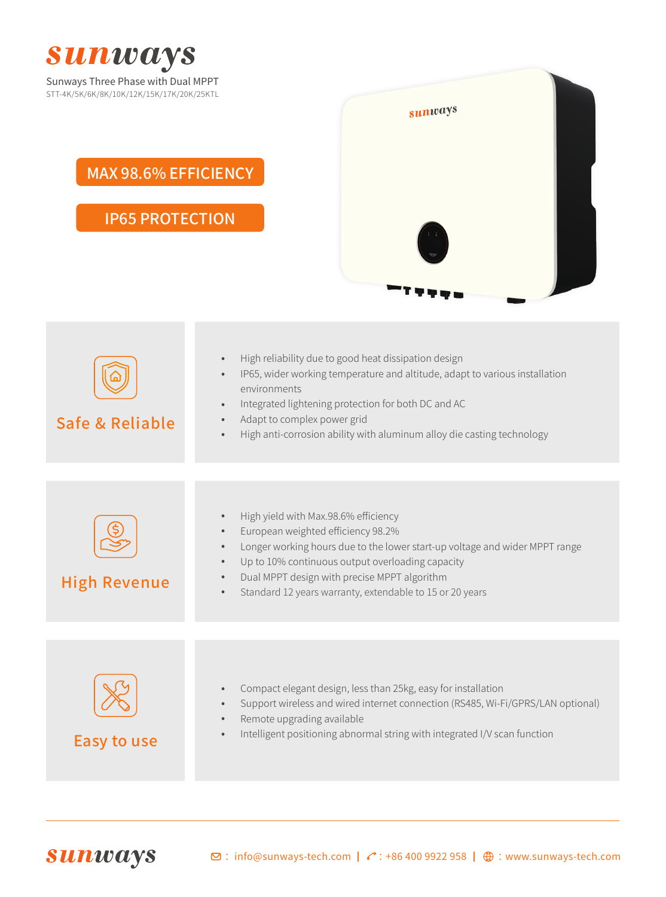# sunways

Sunways Three Phase with Dual MPPT

STT-4K/5K/6K/8K/10K/12K/15K/17K/20K/25KTL

**MAX 98.6% EFFICIENCY**

**IP65 PROTECTION**

## Safe & Reliable

- High reliability due to good heat dissipation design
- IP65, wider working temperature and altitude, adapt to various installation environments
- Integrated lightening protection for both DC and AC
- Adapt to complex power grid
- High anti-corrosion ability with aluminum alloy die casting technology

## High Revenue

- High yield with Max.98.6% efficiency
- European weighted efficiency 98.2%
- Longer working hours due to the lower start-up voltage and wider MPPT range
- Up to 10% continuous output overloading capacity
- Dual MPPT design with precise MPPT algorithm
- Standard 12 years warranty, extendable to 15 or 20 years

## Easy to use

- Compact elegant design, less than 25kg, easy for installation
- Support wireless and wired internet connection (RS485, Wi-Fi/GPRS/LAN optional)
- Remote upgrading available
- Intelligent positioning abnormal string with integrated I/V scan function

sunways

: info@sunways-tech.com | : +86 400 9922 958 | : www.sunways-tech.com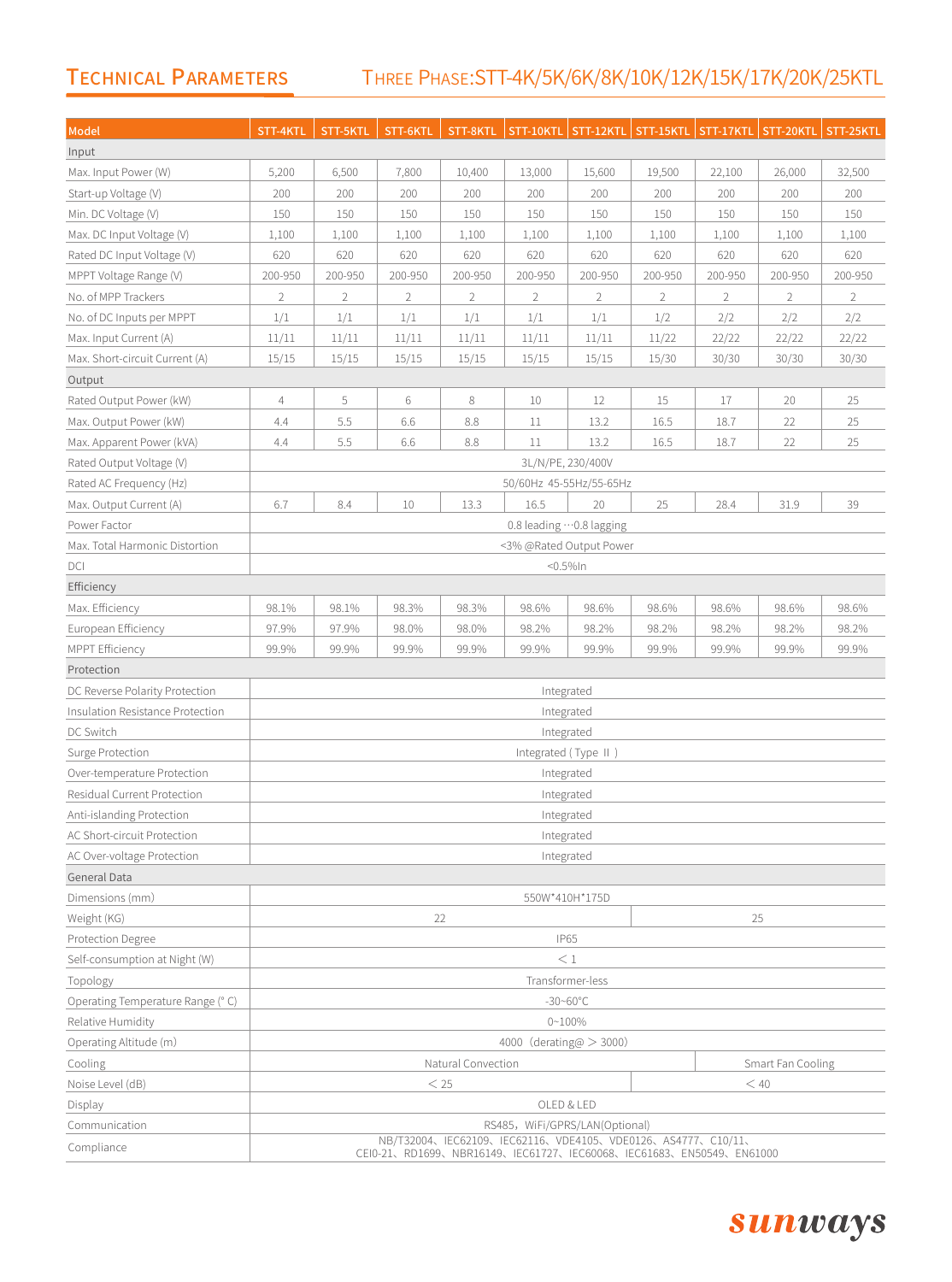# Technical Parameters

## Three Phase:STT-4K/5K/6K/8K/10K/12K/15K/17K/20K/25KTL

| Model | STT-4KTL | STT-5KTL | STT-6KTL | STT-8KTL | STT-10KTL | STT-12KTL | STT-15KTL | STT-17KTL | STT-20KTL | STT-25KTL |
|---|---|---|---|---|---|---|---|---|---|---|
| **Input** | | | | | | | | | | |
| Max. Input Power (W) | 5,200 | 6,500 | 7,800 | 10,400 | 13,000 | 15,600 | 19,500 | 22,100 | 26,000 | 32,500 |
| Start-up Voltage (V) | 200 | 200 | 200 | 200 | 200 | 200 | 200 | 200 | 200 | 200 |
| Min. DC Voltage (V) | 150 | 150 | 150 | 150 | 150 | 150 | 150 | 150 | 150 | 150 |
| Max. DC Input Voltage (V) | 1,100 | 1,100 | 1,100 | 1,100 | 1,100 | 1,100 | 1,100 | 1,100 | 1,100 | 1,100 |
| Rated DC Input Voltage (V) | 620 | 620 | 620 | 620 | 620 | 620 | 620 | 620 | 620 | 620 |
| MPPT Voltage Range (V) | 200-950 | 200-950 | 200-950 | 200-950 | 200-950 | 200-950 | 200-950 | 200-950 | 200-950 | 200-950 |
| No. of MPP Trackers | 2 | 2 | 2 | 2 | 2 | 2 | 2 | 2 | 2 | 2 |
| No. of DC Inputs per MPPT | 1/1 | 1/1 | 1/1 | 1/1 | 1/1 | 1/1 | 1/2 | 2/2 | 2/2 | 2/2 |
| Max. Input Current (A) | 11/11 | 11/11 | 11/11 | 11/11 | 11/11 | 11/11 | 11/22 | 22/22 | 22/22 | 22/22 |
| Max. Short-circuit Current (A) | 15/15 | 15/15 | 15/15 | 15/15 | 15/15 | 15/15 | 15/30 | 30/30 | 30/30 | 30/30 |
| **Output** | | | | | | | | | | |
| Rated Output Power (kW) | 4 | 5 | 6 | 8 | 10 | 12 | 15 | 17 | 20 | 25 |
| Max. Output Power (kW) | 4.4 | 5.5 | 6.6 | 8.8 | 11 | 13.2 | 16.5 | 18.7 | 22 | 25 |
| Max. Apparent Power (kVA) | 4.4 | 5.5 | 6.6 | 8.8 | 11 | 13.2 | 16.5 | 18.7 | 22 | 25 |
| Rated Output Voltage (V) | 3L/N/PE, 230/400V | | | | | | | | | |
| Rated AC Frequency (Hz) | 50/60Hz 45-55Hz/55-65Hz | | | | | | | | | |
| Max. Output Current (A) | 6.7 | 8.4 | 10 | 13.3 | 16.5 | 20 | 25 | 28.4 | 31.9 | 39 |
| Power Factor | 0.8 leading …0.8 lagging | | | | | | | | | |
| Max. Total Harmonic Distortion | <3% @Rated Output Power | | | | | | | | | |
| DCI | <0.5%In | | | | | | | | | |
| **Efficiency** | | | | | | | | | | |
| Max. Efficiency | 98.1% | 98.1% | 98.3% | 98.3% | 98.6% | 98.6% | 98.6% | 98.6% | 98.6% | 98.6% |
| European Efficiency | 97.9% | 97.9% | 98.0% | 98.0% | 98.2% | 98.2% | 98.2% | 98.2% | 98.2% | 98.2% |
| MPPT Efficiency | 99.9% | 99.9% | 99.9% | 99.9% | 99.9% | 99.9% | 99.9% | 99.9% | 99.9% | 99.9% |
| **Protection** | | | | | | | | | | |
| DC Reverse Polarity Protection | Integrated | | | | | | | | | |
| Insulation Resistance Protection | Integrated | | | | | | | | | |
| DC Switch | Integrated | | | | | | | | | |
| Surge Protection | Integrated ( Type Ⅱ ) | | | | | | | | | |
| Over-temperature Protection | Integrated | | | | | | | | | |
| Residual Current Protection | Integrated | | | | | | | | | |
| Anti-islanding Protection | Integrated | | | | | | | | | |
| AC Short-circuit Protection | Integrated | | | | | | | | | |
| AC Over-voltage Protection | Integrated | | | | | | | | | |
| **General Data** | | | | | | | | | | |
| Dimensions (mm) | 550W*410H*175D | | | | | | | | | |
| Weight (KG) | 22 | | | | | | 25 | | | |
| Protection Degree | IP65 | | | | | | | | | |
| Self-consumption at Night (W) | ＜1 | | | | | | | | | |
| Topology | Transformer-less | | | | | | | | | |
| Operating Temperature Range (° C) | -30~60°C | | | | | | | | | |
| Relative Humidity | 0~100% | | | | | | | | | |
| Operating Altitude (m) | 4000（derating@＞3000) | | | | | | | | | |
| Cooling | Natural Convection | | | | | | | Smart Fan Cooling | | |
| Noise Level (dB) | ＜25 | | | | | | ＜40 | | | |
| Display | OLED & LED | | | | | | | | | |
| Communication | RS485，WiFi/GPRS/LAN(Optional) | | | | | | | | | |
| Compliance | NB/T32004、IEC62109、IEC62116、VDE4105、VDE0126、AS4777、C10/11、CEI0-21、RD1699、NBR16149、IEC61727、IEC60068、IEC61683、EN50549、EN61000 | | | | | | | | | |

sunways